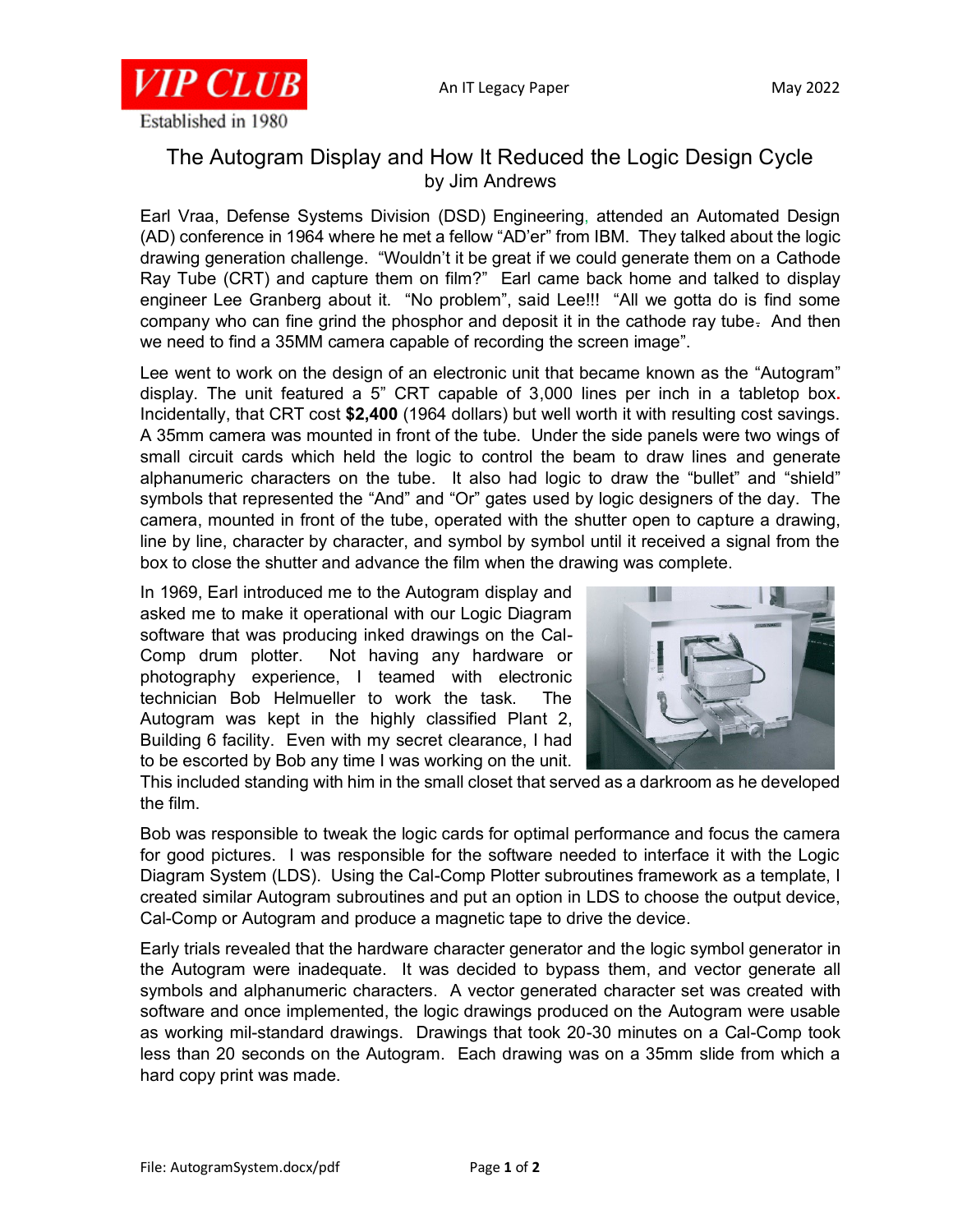# The Autogram Display and How It Reduced the Logic Design Cycle

by Jim Andrews

Earl Vraa, Defense Systems Division (DSD) Engineering, attended an Automated Design (AD) conference in 1964 where he met a fellow "AD'er" from IBM. They talked about the logic drawing generation challenge. "Wouldn't it be great if we could generate them on a Cathode Ray Tube (CRT) and capture them on film?" Earl came back home and talked to display engineer Lee Granberg about it. "No problem", said Lee!!! "All we gotta do is find some company who can fine grind the phosphor and deposit it in the cathode ray tube. And then we need to find a 35MM camera capable of recording the screen image".

Lee went to work on the design of an electronic unit that became known as the "Autogram" display. The unit featured a 5" CRT capable of 3,000 lines per inch in a tabletop box. Incidentally, that CRT cost **$2,400** (1964 dollars) but well worth it with resulting cost savings. A 35mm camera was mounted in front of the tube. Under the side panels were two wings of small circuit cards which held the logic to control the beam to draw lines and generate alphanumeric characters on the tube. It also had logic to draw the "bullet" and "shield" symbols that represented the "And" and "Or" gates used by logic designers of the day. The camera, mounted in front of the tube, operated with the shutter open to capture a drawing, line by line, character by character, and symbol by symbol until it received a signal from the box to close the shutter and advance the film when the drawing was complete.

In 1969, Earl introduced me to the Autogram display and asked me to make it operational with our Logic Diagram software that was producing inked drawings on the Cal-Comp drum plotter. Not having any hardware or photography experience, I teamed with electronic technician Bob Helmueller to work the task. The Autogram was kept in the highly classified Plant 2, Building 6 facility. Even with my secret clearance, I had to be escorted by Bob any time I was working on the unit. This included standing with him in the small closet that served as a darkroom as he developed the film.

Bob was responsible to tweak the logic cards for optimal performance and focus the camera for good pictures. I was responsible for the software needed to interface it with the Logic Diagram System (LDS). Using the Cal-Comp Plotter subroutines framework as a template, I created similar Autogram subroutines and put an option in LDS to choose the output device, Cal-Comp or Autogram and produce a magnetic tape to drive the device.

Early trials revealed that the hardware character generator and the logic symbol generator in the Autogram were inadequate. It was decided to bypass them, and vector generate all symbols and alphanumeric characters. A vector generated character set was created with software and once implemented, the logic drawings produced on the Autogram were usable as working mil-standard drawings. Drawings that took 20-30 minutes on a Cal-Comp took less than 20 seconds on the Autogram. Each drawing was on a 35mm slide from which a hard copy print was made.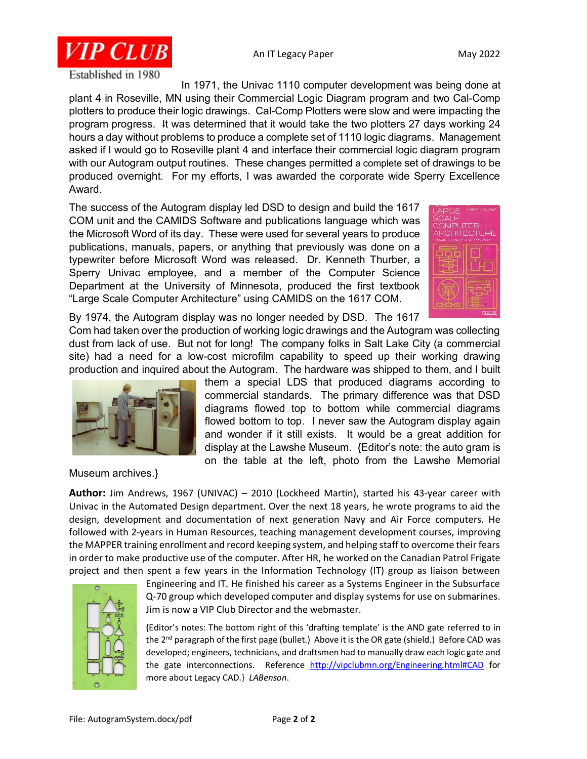In 1971, the Univac 1110 computer development was being done at plant 4 in Roseville, MN using their Commercial Logic Diagram program and two Cal-Comp plotters to produce their logic drawings. Cal-Comp Plotters were slow and were impacting the program progress. It was determined that it would take the two plotters 27 days working 24 hours a day without problems to produce a complete set of 1110 logic diagrams. Management asked if I would go to Roseville plant 4 and interface their commercial logic diagram program with our Autogram output routines. These changes permitted a complete set of drawings to be produced overnight. For my efforts, I was awarded the corporate wide Sperry Excellence Award.

The success of the Autogram display led DSD to design and build the 1617 COM unit and the CAMIDS Software and publications language which was the Microsoft Word of its day. These were used for several years to produce publications, manuals, papers, or anything that previously was done on a typewriter before Microsoft Word was released. Dr. Kenneth Thurber, a Sperry Univac employee, and a member of the Computer Science Department at the University of Minnesota, produced the first textbook "Large Scale Computer Architecture" using CAMIDS on the 1617 COM.

By 1974, the Autogram display was no longer needed by DSD. The 1617 Com had taken over the production of working logic drawings and the Autogram was collecting dust from lack of use. But not for long! The company folks in Salt Lake City (a commercial site) had a need for a low-cost microfilm capability to speed up their working drawing production and inquired about the Autogram. The hardware was shipped to them, and I built them a special LDS that produced diagrams according to commercial standards. The primary difference was that DSD diagrams flowed top to bottom while commercial diagrams flowed bottom to top. I never saw the Autogram display again and wonder if it still exists. It would be a great addition for display at the Lawshe Museum. {Editor's note: the auto gram is on the table at the left, photo from the Lawshe Memorial Museum archives.}

**Author:** Jim Andrews, 1967 (UNIVAC) – 2010 (Lockheed Martin), started his 43-year career with Univac in the Automated Design department. Over the next 18 years, he wrote programs to aid the design, development and documentation of next generation Navy and Air Force computers. He followed with 2-years in Human Resources, teaching management development courses, improving the MAPPER training enrollment and record keeping system, and helping staff to overcome their fears in order to make productive use of the computer. After HR, he worked on the Canadian Patrol Frigate project and then spent a few years in the Information Technology (IT) group as liaison between Engineering and IT. He finished his career as a Systems Engineer in the Subsurface Q-70 group which developed computer and display systems for use on submarines. Jim is now a VIP Club Director and the webmaster.

{Editor's notes: The bottom right of this 'drafting template' is the AND gate referred to in the 2nd paragraph of the first page (bullet.) Above it is the OR gate (shield.) Before CAD was developed; engineers, technicians, and draftsmen had to manually draw each logic gate and the gate interconnections. Reference http://vipclubmn.org/Engineering.html#CAD for more about Legacy CAD.} *LABenson*.